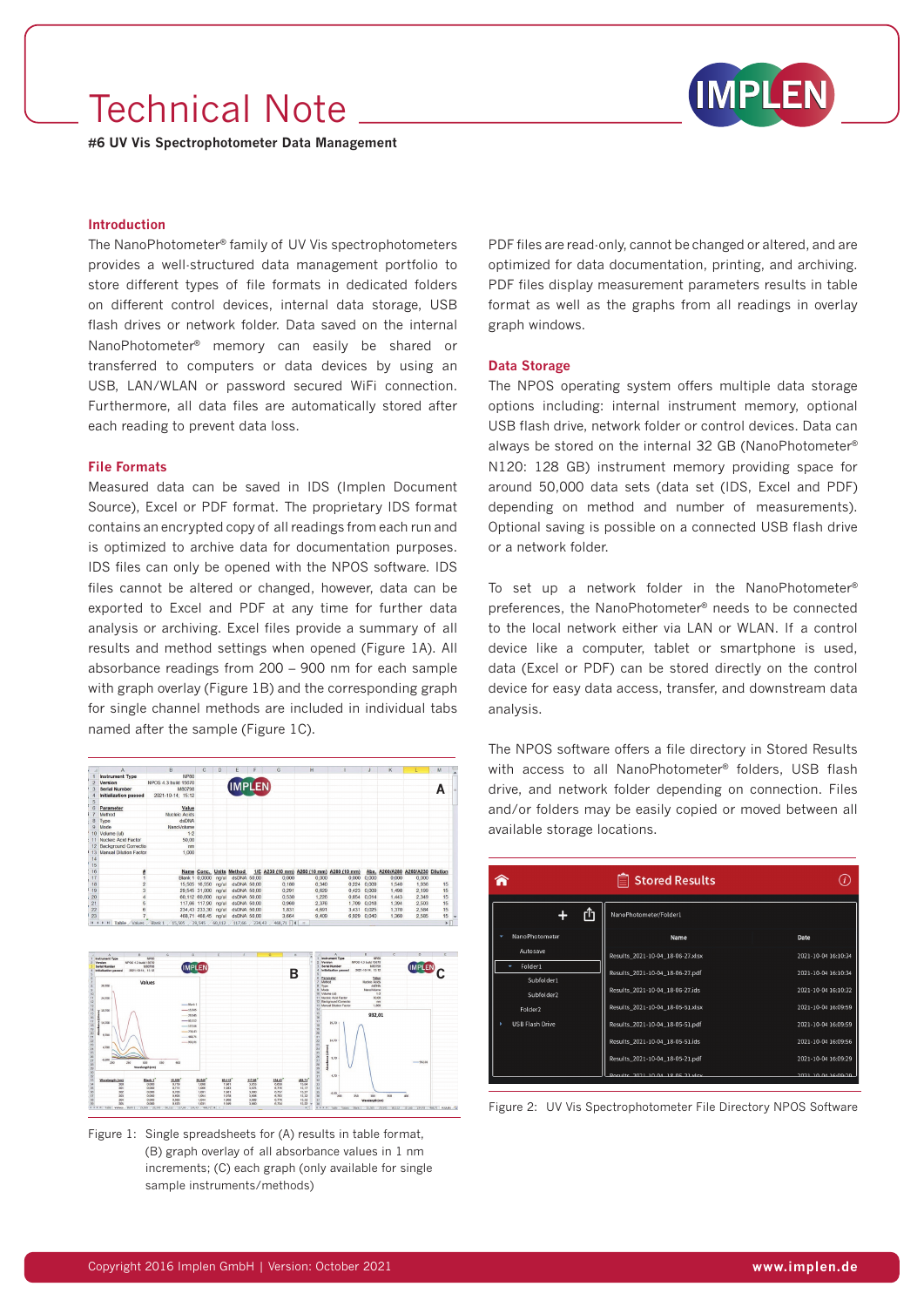# Technical Note

**#6 UV Vis Spectrophotometer Data Management**

## Introduction

The NanoPhotometer® family of UV Vis spectrophotometers provides a well-structured data management portfolio to store different types of file formats in dedicated folders on different control devices, internal data storage, USB flash drives or network folder. Data saved on the internal NanoPhotometer® memory can easily be shared or transferred to computers or data devices by using an USB, LAN/WLAN or password secured WiFi connection. Furthermore, all data files are automatically stored after each reading to prevent data loss.

## File Formats

Measured data can be saved in IDS (Implen Document Source), Excel or PDF format. The proprietary IDS format contains an encrypted copy of all readings from each run and is optimized to archive data for documentation purposes. IDS files can only be opened with the NPOS software. IDS files cannot be altered or changed, however, data can be exported to Excel and PDF at any time for further data analysis or archiving. Excel files provide a summary of all results and method settings when opened (Figure 1A). All absorbance readings from 200 – 900 nm for each sample with graph overlay (Figure 1B) and the corresponding graph for single channel methods are included in individual tabs named after the sample (Figure 1C).

Figure 1: Single spreadsheets for (A) results in table format, (B) graph overlay of all absorbance values in 1 nm increments; (C) each graph (only available for single sample instruments/methods)

PDF files are read-only, cannot be changed or altered, and are optimized for data documentation, printing, and archiving. PDF files display measurement parameters results in table format as well as the graphs from all readings in overlay graph windows.

## Data Storage

The NPOS operating system offers multiple data storage options including: internal instrument memory, optional USB flash drive, network folder or control devices. Data can always be stored on the internal 32 GB (NanoPhotometer® N120: 128 GB) instrument memory providing space for around 50,000 data sets (data set (IDS, Excel and PDF) depending on method and number of measurements). Optional saving is possible on a connected USB flash drive or a network folder.

To set up a network folder in the NanoPhotometer® preferences, the NanoPhotometer® needs to be connected to the local network either via LAN or WLAN. If a control device like a computer, tablet or smartphone is used, data (Excel or PDF) can be stored directly on the control device for easy data access, transfer, and downstream data analysis.

The NPOS software offers a file directory in Stored Results with access to all NanoPhotometer® folders, USB flash drive, and network folder depending on connection. Files and/or folders may be easily copied or moved between all available storage locations.

Figure 2: UV Vis Spectrophotometer File Directory NPOS Software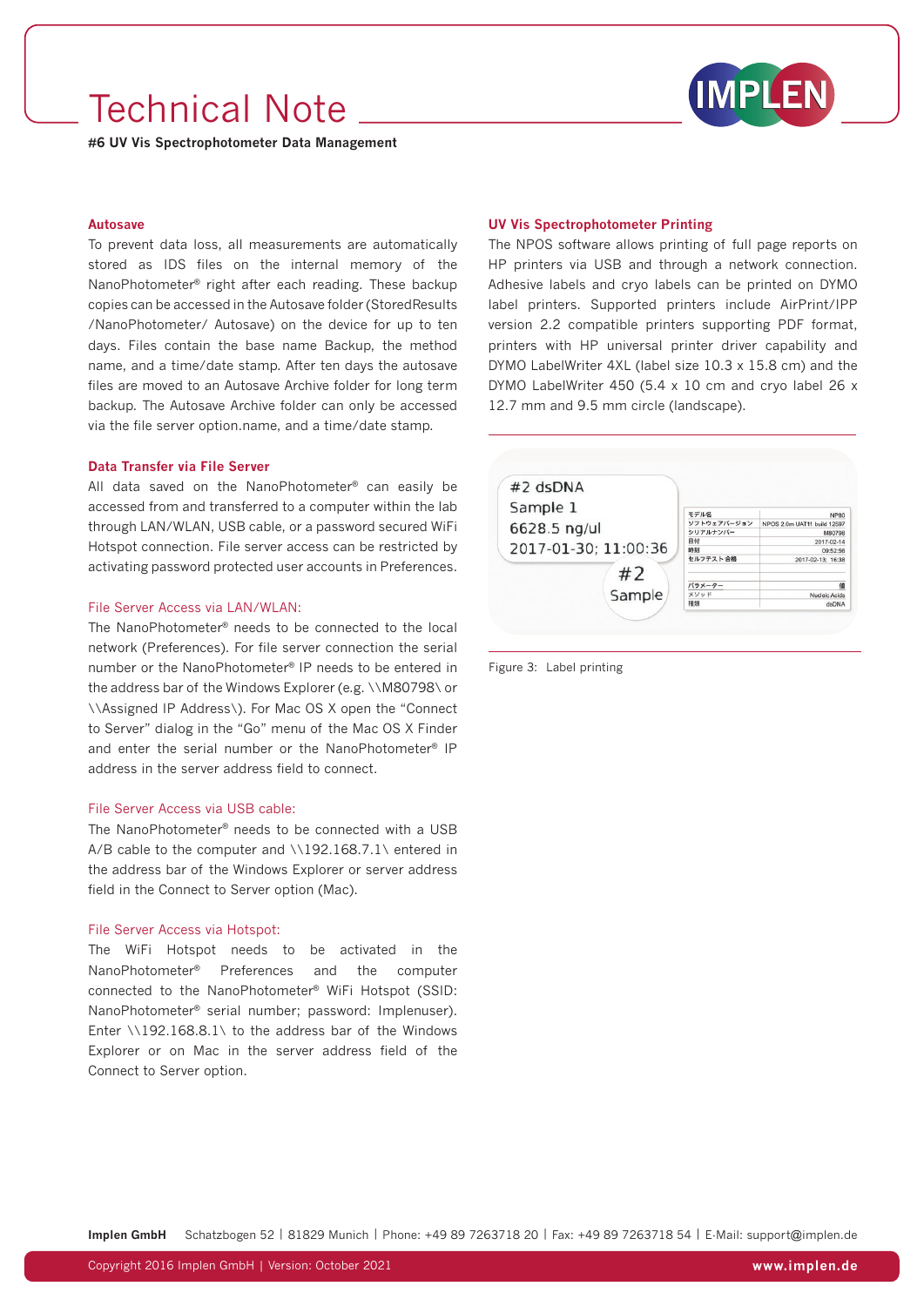# Technical Note

**#6 UV Vis Spectrophotometer Data Management**

## Autosave

To prevent data loss, all measurements are automatically stored as IDS files on the internal memory of the NanoPhotometer® right after each reading. These backup copies can be accessed in the Autosave folder (StoredResults /NanoPhotometer/ Autosave) on the device for up to ten days. Files contain the base name Backup, the method name, and a time/date stamp. After ten days the autosave files are moved to an Autosave Archive folder for long term backup. The Autosave Archive folder can only be accessed via the file server option.name, and a time/date stamp.

## Data Transfer via File Server

All data saved on the NanoPhotometer® can easily be accessed from and transferred to a computer within the lab through LAN/WLAN, USB cable, or a password secured WiFi Hotspot connection. File server access can be restricted by activating password protected user accounts in Preferences.

### File Server Access via LAN/WLAN:

The NanoPhotometer® needs to be connected to the local network (Preferences). For file server connection the serial number or the NanoPhotometer® IP needs to be entered in the address bar of the Windows Explorer (e.g. \\M80798\ or \\Assigned IP Address\). For Mac OS X open the "Connect to Server" dialog in the "Go" menu of the Mac OS X Finder and enter the serial number or the NanoPhotometer® IP address in the server address field to connect.

### File Server Access via USB cable:

The NanoPhotometer® needs to be connected with a USB A/B cable to the computer and \\192.168.7.1\ entered in the address bar of the Windows Explorer or server address field in the Connect to Server option (Mac).

### File Server Access via Hotspot:

The WiFi Hotspot needs to be activated in the NanoPhotometer® Preferences and the computer connected to the NanoPhotometer® WiFi Hotspot (SSID: NanoPhotometer® serial number; password: Implenuser). Enter \\192.168.8.1\ to the address bar of the Windows Explorer or on Mac in the server address field of the Connect to Server option.

## UV Vis Spectrophotometer Printing

The NPOS software allows printing of full page reports on HP printers via USB and through a network connection. Adhesive labels and cryo labels can be printed on DYMO label printers. Supported printers include AirPrint/IPP version 2.2 compatible printers supporting PDF format, printers with HP universal printer driver capability and DYMO LabelWriter 4XL (label size 10.3 x 15.8 cm) and the DYMO LabelWriter 450 (5.4 x 10 cm and cryo label 26 x 12.7 mm and 9.5 mm circle (landscape).

#2 dsDNA
Sample 1
6628.5 ng/ul
2017-01-30; 11:00:36

#2
Sample

Figure 3: Label printing

**Implen GmbH** Schatzbogen 52 | 81829 Munich | Phone: +49 89 7263718 20 | Fax: +49 89 7263718 54 | E-Mail: support@implen.de

Copyright 2016 Implen GmbH | Version: October 2021 www.implen.de